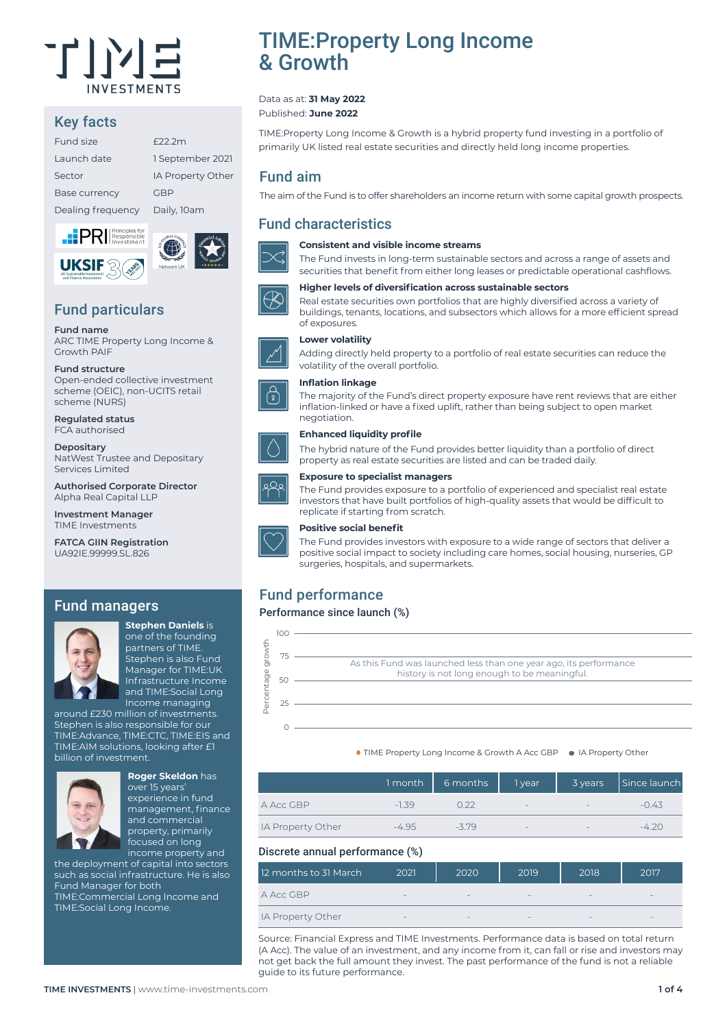# TIME:Property Long Income & Growth

Data as at: **31 May 2022**
Published: **June 2022**

TIME:Property Long Income & Growth is a hybrid property fund investing in a portfolio of primarily UK listed real estate securities and directly held long income properties.

## Key facts

| | |
|---|---|
| Fund size | £22.2m |
| Launch date | 1 September 2021 |
| Sector | IA Property Other |
| Base currency | GBP |
| Dealing frequency | Daily, 10am |

## Fund particulars

**Fund name**
ARC TIME Property Long Income & Growth PAIF

**Fund structure**
Open-ended collective investment scheme (OEIC), non-UCITS retail scheme (NURS)

**Regulated status**
FCA authorised

**Depositary**
NatWest Trustee and Depositary Services Limited

**Authorised Corporate Director**
Alpha Real Capital LLP

**Investment Manager**
TIME Investments

**FATCA GIIN Registration**
UA92IE.99999.SL.826

## Fund managers

**Stephen Daniels** is one of the founding partners of TIME. Stephen is also Fund Manager for TIME:UK Infrastructure Income and TIME:Social Long Income managing around £230 million of investments. Stephen is also responsible for our TIME:Advance, TIME:CTC, TIME:EIS and TIME:AIM solutions, looking after £1 billion of investment.

**Roger Skeldon** has over 15 years' experience in fund management, finance and commercial property, primarily focused on long income property and the deployment of capital into sectors such as social infrastructure. He is also Fund Manager for both TIME:Commercial Long Income and TIME:Social Long Income.

## Fund aim

The aim of the Fund is to offer shareholders an income return with some capital growth prospects.

## Fund characteristics

**Consistent and visible income streams**
The Fund invests in long-term sustainable sectors and across a range of assets and securities that benefit from either long leases or predictable operational cashflows.

**Higher levels of diversification across sustainable sectors**
Real estate securities own portfolios that are highly diversified across a variety of buildings, tenants, locations, and subsectors which allows for a more efficient spread of exposures.

**Lower volatility**
Adding directly held property to a portfolio of real estate securities can reduce the volatility of the overall portfolio.

**Inflation linkage**
The majority of the Fund's direct property exposure have rent reviews that are either inflation-linked or have a fixed uplift, rather than being subject to open market negotiation.

**Enhanced liquidity profile**
The hybrid nature of the Fund provides better liquidity than a portfolio of direct property as real estate securities are listed and can be traded daily.

**Exposure to specialist managers**
The Fund provides exposure to a portfolio of experienced and specialist real estate investors that have built portfolios of high-quality assets that would be difficult to replicate if starting from scratch.

**Positive social benefit**
The Fund provides investors with exposure to a wide range of sectors that deliver a positive social impact to society including care homes, social housing, nurseries, GP surgeries, hospitals, and supermarkets.

## Fund performance

### Performance since launch (%)

As this Fund was launched less than one year ago, its performance history is not long enough to be meaningful.

Legend: TIME Property Long Income & Growth A Acc GBP; IA Property Other

| | 1 month | 6 months | 1 year | 3 years | Since launch |
|---|---|---|---|---|---|
| A Acc GBP | -1.39 | 0.22 | - | - | -0.43 |
| IA Property Other | -4.95 | -3.79 | - | - | -4.20 |

### Discrete annual performance (%)

| 12 months to 31 March | 2021 | 2020 | 2019 | 2018 | 2017 |
|---|---|---|---|---|---|
| A Acc GBP | - | - | - | - | - |
| IA Property Other | - | - | - | - | - |

Source: Financial Express and TIME Investments. Performance data is based on total return (A Acc). The value of an investment, and any income from it, can fall or rise and investors may not get back the full amount they invest. The past performance of the fund is not a reliable guide to its future performance.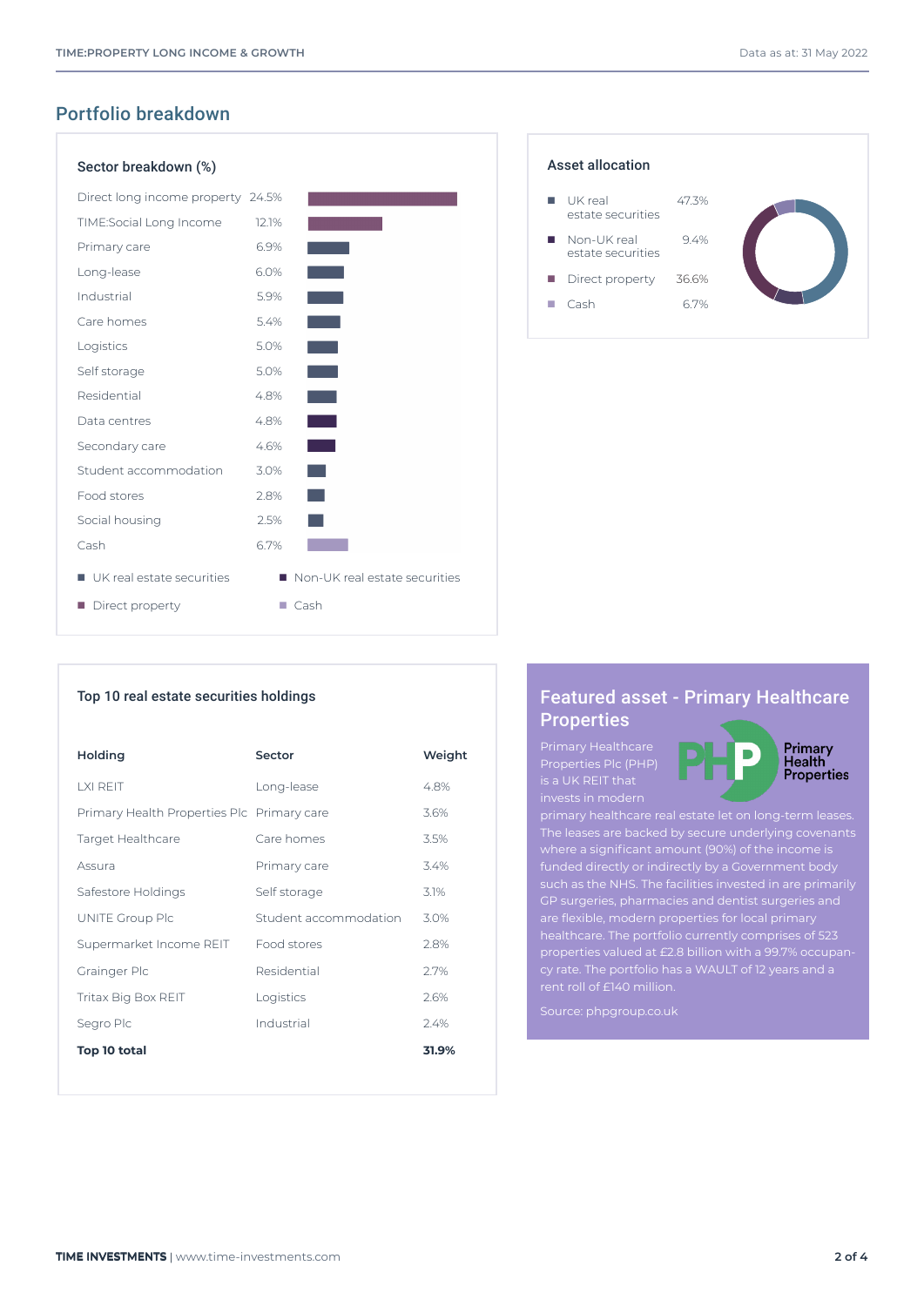## Portfolio breakdown

### Sector breakdown (%)

| Sector | % |
|---|---|
| Direct long income property | 24.5% |
| TIME:Social Long Income | 12.1% |
| Primary care | 6.9% |
| Long-lease | 6.0% |
| Industrial | 5.9% |
| Care homes | 5.4% |
| Logistics | 5.0% |
| Self storage | 5.0% |
| Residential | 4.8% |
| Data centres | 4.8% |
| Secondary care | 4.6% |
| Student accommodation | 3.0% |
| Food stores | 2.8% |
| Social housing | 2.5% |
| Cash | 6.7% |

■ UK real estate securities ■ Non-UK real estate securities ■ Direct property ■ Cash

### Asset allocation

| Asset | % |
|---|---|
| UK real estate securities | 47.3% |
| Non-UK real estate securities | 9.4% |
| Direct property | 36.6% |
| Cash | 6.7% |

### Top 10 real estate securities holdings

| Holding | Sector | Weight |
|---|---|---|
| LXI REIT | Long-lease | 4.8% |
| Primary Health Properties Plc | Primary care | 3.6% |
| Target Healthcare | Care homes | 3.5% |
| Assura | Primary care | 3.4% |
| Safestore Holdings | Self storage | 3.1% |
| UNITE Group Plc | Student accommodation | 3.0% |
| Supermarket Income REIT | Food stores | 2.8% |
| Grainger Plc | Residential | 2.7% |
| Tritax Big Box REIT | Logistics | 2.6% |
| Segro Plc | Industrial | 2.4% |
| **Top 10 total** | | **31.9%** |

### Featured asset - Primary Healthcare Properties

Primary Healthcare Properties Plc (PHP) is a UK REIT that invests in modern primary healthcare real estate let on long-term leases. The leases are backed by secure underlying covenants where a significant amount (90%) of the income is funded directly or indirectly by a Government body such as the NHS. The facilities invested in are primarily GP surgeries, pharmacies and dentist surgeries and are flexible, modern properties for local primary healthcare. The portfolio currently comprises of 523 properties valued at £2.8 billion with a 99.7% occupancy rate. The portfolio has a WAULT of 12 years and a rent roll of £140 million.

Source: phpgroup.co.uk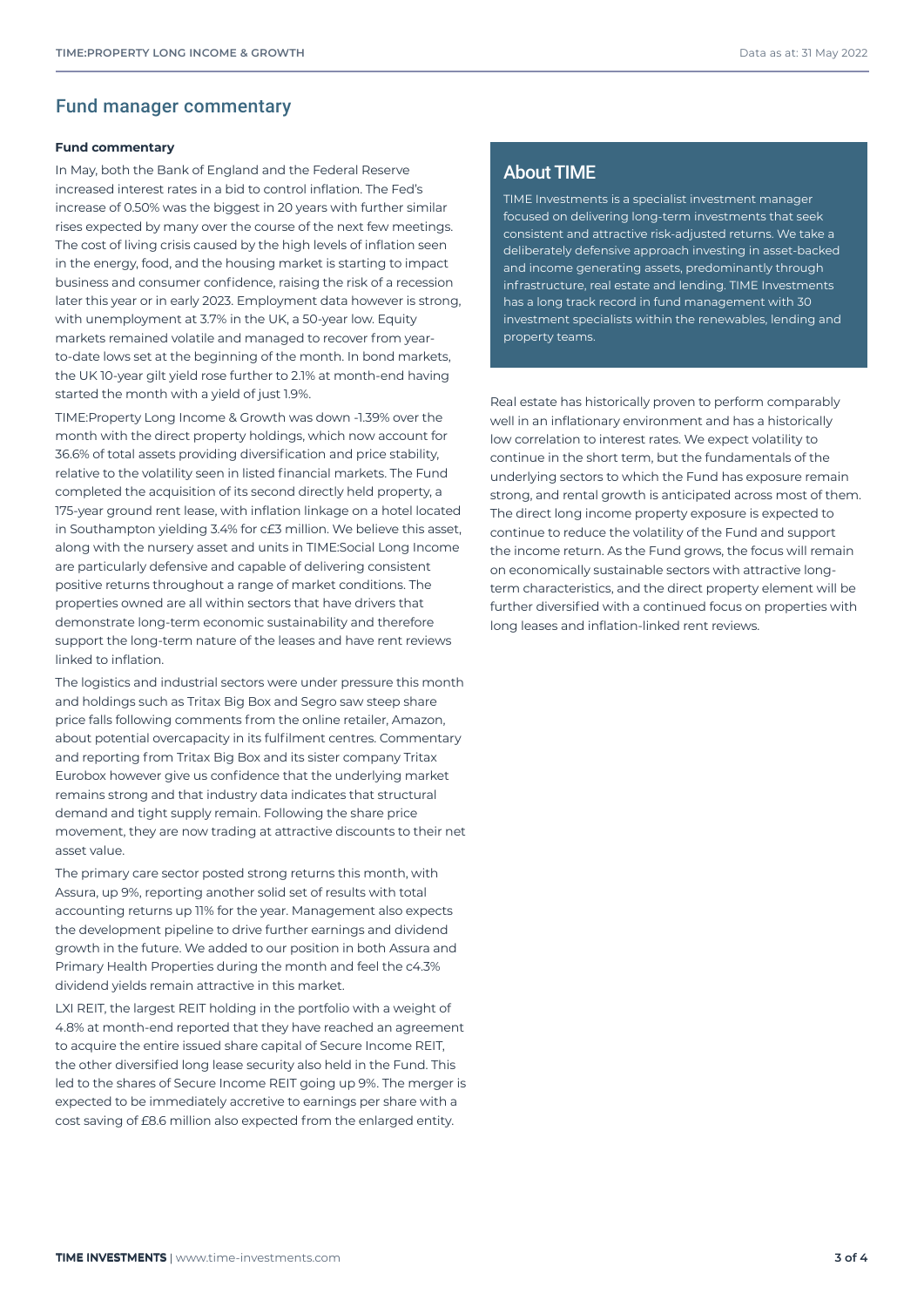## Fund manager commentary

**Fund commentary**

In May, both the Bank of England and the Federal Reserve increased interest rates in a bid to control inflation. The Fed's increase of 0.50% was the biggest in 20 years with further similar rises expected by many over the course of the next few meetings. The cost of living crisis caused by the high levels of inflation seen in the energy, food, and the housing market is starting to impact business and consumer confidence, raising the risk of a recession later this year or in early 2023. Employment data however is strong, with unemployment at 3.7% in the UK, a 50-year low. Equity markets remained volatile and managed to recover from year-to-date lows set at the beginning of the month. In bond markets, the UK 10-year gilt yield rose further to 2.1% at month-end having started the month with a yield of just 1.9%.

TIME:Property Long Income & Growth was down -1.39% over the month with the direct property holdings, which now account for 36.6% of total assets providing diversification and price stability, relative to the volatility seen in listed financial markets. The Fund completed the acquisition of its second directly held property, a 175-year ground rent lease, with inflation linkage on a hotel located in Southampton yielding 3.4% for c£3 million. We believe this asset, along with the nursery asset and units in TIME:Social Long Income are particularly defensive and capable of delivering consistent positive returns throughout a range of market conditions. The properties owned are all within sectors that have drivers that demonstrate long-term economic sustainability and therefore support the long-term nature of the leases and have rent reviews linked to inflation.

The logistics and industrial sectors were under pressure this month and holdings such as Tritax Big Box and Segro saw steep share price falls following comments from the online retailer, Amazon, about potential overcapacity in its fulfilment centres. Commentary and reporting from Tritax Big Box and its sister company Tritax Eurobox however give us confidence that the underlying market remains strong and that industry data indicates that structural demand and tight supply remain. Following the share price movement, they are now trading at attractive discounts to their net asset value.

The primary care sector posted strong returns this month, with Assura, up 9%, reporting another solid set of results with total accounting returns up 11% for the year. Management also expects the development pipeline to drive further earnings and dividend growth in the future. We added to our position in both Assura and Primary Health Properties during the month and feel the c4.3% dividend yields remain attractive in this market.

LXI REIT, the largest REIT holding in the portfolio with a weight of 4.8% at month-end reported that they have reached an agreement to acquire the entire issued share capital of Secure Income REIT, the other diversified long lease security also held in the Fund. This led to the shares of Secure Income REIT going up 9%. The merger is expected to be immediately accretive to earnings per share with a cost saving of £8.6 million also expected from the enlarged entity.

Real estate has historically proven to perform comparably well in an inflationary environment and has a historically low correlation to interest rates. We expect volatility to continue in the short term, but the fundamentals of the underlying sectors to which the Fund has exposure remain strong, and rental growth is anticipated across most of them. The direct long income property exposure is expected to continue to reduce the volatility of the Fund and support the income return. As the Fund grows, the focus will remain on economically sustainable sectors with attractive long-term characteristics, and the direct property element will be further diversified with a continued focus on properties with long leases and inflation-linked rent reviews.

### About TIME

TIME Investments is a specialist investment manager focused on delivering long-term investments that seek consistent and attractive risk-adjusted returns. We take a deliberately defensive approach investing in asset-backed and income generating assets, predominantly through infrastructure, real estate and lending. TIME Investments has a long track record in fund management with 30 investment specialists within the renewables, lending and property teams.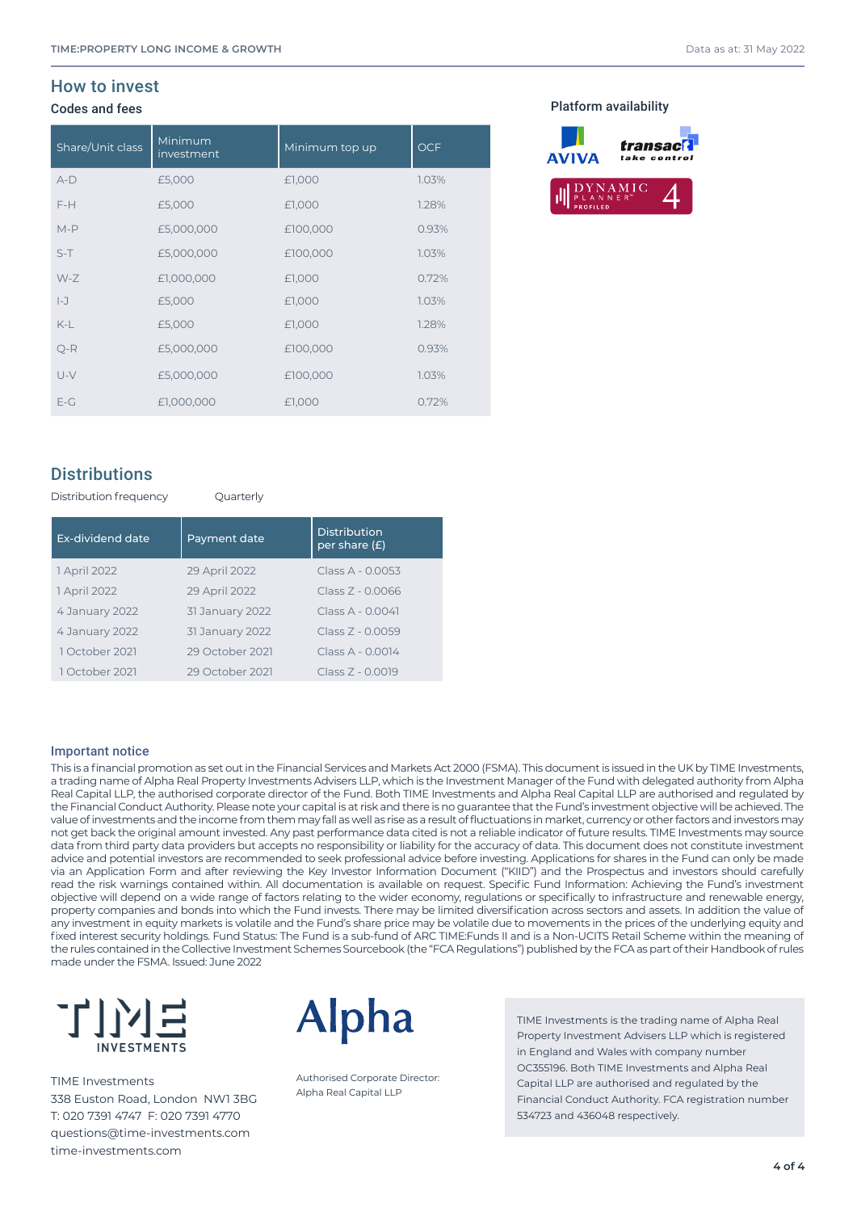## How to invest

### Codes and fees

| Share/Unit class | Minimum investment | Minimum top up | OCF |
|---|---|---|---|
| A-D | £5,000 | £1,000 | 1.03% |
| F-H | £5,000 | £1,000 | 1.28% |
| M-P | £5,000,000 | £100,000 | 0.93% |
| S-T | £5,000,000 | £100,000 | 1.03% |
| W-Z | £1,000,000 | £1,000 | 0.72% |
| I-J | £5,000 | £1,000 | 1.03% |
| K-L | £5,000 | £1,000 | 1.28% |
| Q-R | £5,000,000 | £100,000 | 0.93% |
| U-V | £5,000,000 | £100,000 | 1.03% |
| E-G | £1,000,000 | £1,000 | 0.72% |

### Platform availability

AVIVA

transact take control

DYNAMIC PLANNER PROFILED 4

## Distributions

Distribution frequency Quarterly

| Ex-dividend date | Payment date | Distribution per share (£) |
|---|---|---|
| 1 April 2022 | 29 April 2022 | Class A - 0.0053 |
| 1 April 2022 | 29 April 2022 | Class Z - 0.0066 |
| 4 January 2022 | 31 January 2022 | Class A - 0.0041 |
| 4 January 2022 | 31 January 2022 | Class Z - 0.0059 |
| 1 October 2021 | 29 October 2021 | Class A - 0.0014 |
| 1 October 2021 | 29 October 2021 | Class Z - 0.0019 |

### Important notice

This is a financial promotion as set out in the Financial Services and Markets Act 2000 (FSMA). This document is issued in the UK by TIME Investments, a trading name of Alpha Real Property Investments Advisers LLP, which is the Investment Manager of the Fund with delegated authority from Alpha Real Capital LLP, the authorised corporate director of the Fund. Both TIME Investments and Alpha Real Capital LLP are authorised and regulated by the Financial Conduct Authority. Please note your capital is at risk and there is no guarantee that the Fund's investment objective will be achieved. The value of investments and the income from them may fall as well as rise as a result of fluctuations in market, currency or other factors and investors may not get back the original amount invested. Any past performance data cited is not a reliable indicator of future results. TIME Investments may source data from third party data providers but accepts no responsibility or liability for the accuracy of data. This document does not constitute investment advice and potential investors are recommended to seek professional advice before investing. Applications for shares in the Fund can only be made via an Application Form and after reviewing the Key Investor Information Document ("KIID") and the Prospectus and investors should carefully read the risk warnings contained within. All documentation is available on request. Specific Fund Information: Achieving the Fund's investment objective will depend on a wide range of factors relating to the wider economy, regulations or specifically to infrastructure and renewable energy, property companies and bonds into which the Fund invests. There may be limited diversification across sectors and assets. In addition the value of any investment in equity markets is volatile and the Fund's share price may be volatile due to movements in the prices of the underlying equity and fixed interest security holdings. Fund Status: The Fund is a sub-fund of ARC TIME:Funds II and is a Non-UCITS Retail Scheme within the meaning of the rules contained in the Collective Investment Schemes Sourcebook (the "FCA Regulations") published by the FCA as part of their Handbook of rules made under the FSMA. Issued: June 2022

TIME INVESTMENTS

TIME Investments
338 Euston Road, London NW1 3BG
T: 020 7391 4747 F: 020 7391 4770
questions@time-investments.com
time-investments.com

Alpha

Authorised Corporate Director:
Alpha Real Capital LLP

TIME Investments is the trading name of Alpha Real Property Investment Advisers LLP which is registered in England and Wales with company number OC355196. Both TIME Investments and Alpha Real Capital LLP are authorised and regulated by the Financial Conduct Authority. FCA registration number 534723 and 436048 respectively.